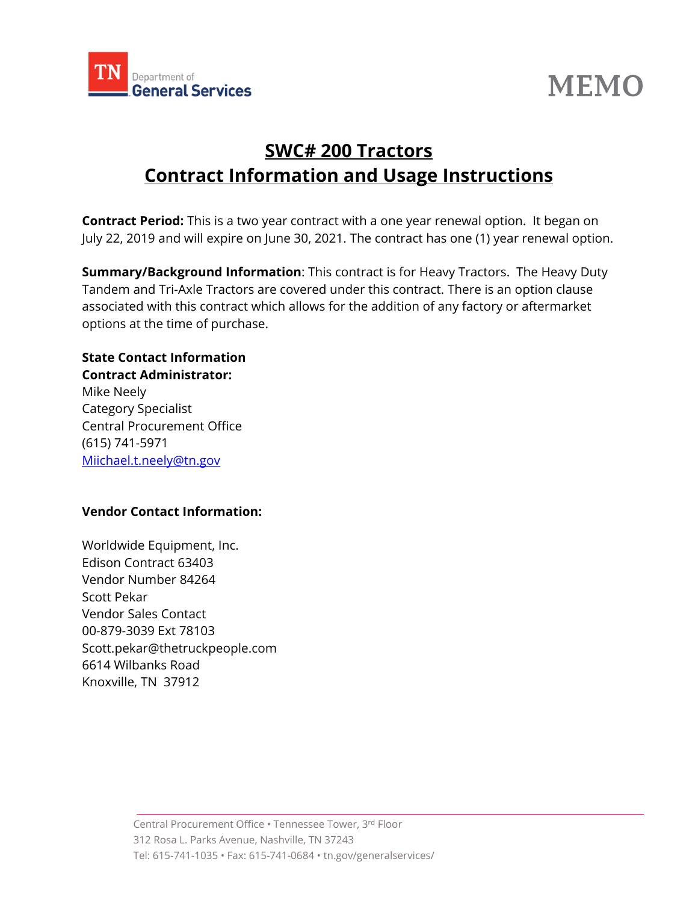TN Department of General Services

# MEMO

## SWC# 200 Tractors
## Contract Information and Usage Instructions

**Contract Period:** This is a two year contract with a one year renewal option. It began on July 22, 2019 and will expire on June 30, 2021. The contract has one (1) year renewal option.

**Summary/Background Information**: This contract is for Heavy Tractors. The Heavy Duty Tandem and Tri-Axle Tractors are covered under this contract. There is an option clause associated with this contract which allows for the addition of any factory or aftermarket options at the time of purchase.

**State Contact Information**
**Contract Administrator:**
Mike Neely
Category Specialist
Central Procurement Office
(615) 741-5971
Miichael.t.neely@tn.gov

**Vendor Contact Information:**

Worldwide Equipment, Inc.
Edison Contract 63403
Vendor Number 84264
Scott Pekar
Vendor Sales Contact
00-879-3039 Ext 78103
Scott.pekar@thetruckpeople.com
6614 Wilbanks Road
Knoxville, TN 37912

Central Procurement Office • Tennessee Tower, 3rd Floor
312 Rosa L. Parks Avenue, Nashville, TN 37243
Tel: 615-741-1035 • Fax: 615-741-0684 • tn.gov/generalservices/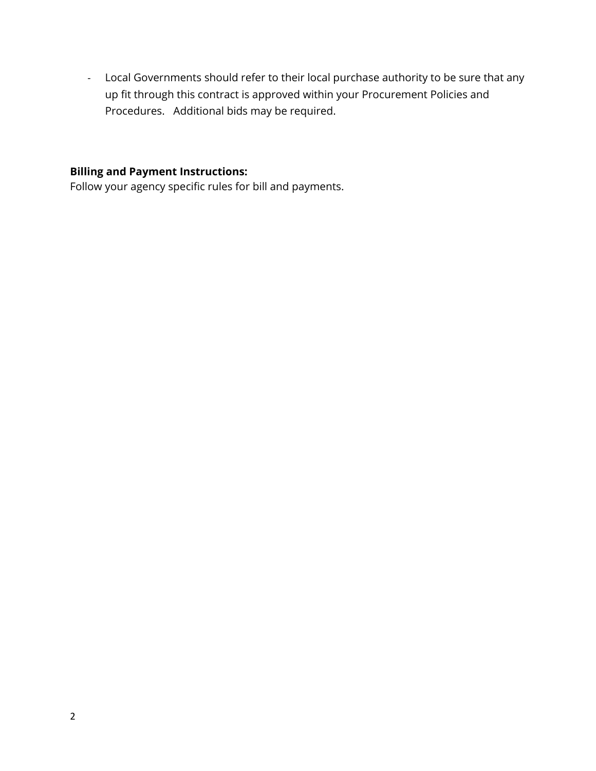- Local Governments should refer to their local purchase authority to be sure that any up fit through this contract is approved within your Procurement Policies and Procedures.   Additional bids may be required.

**Billing and Payment Instructions:**
Follow your agency specific rules for bill and payments.